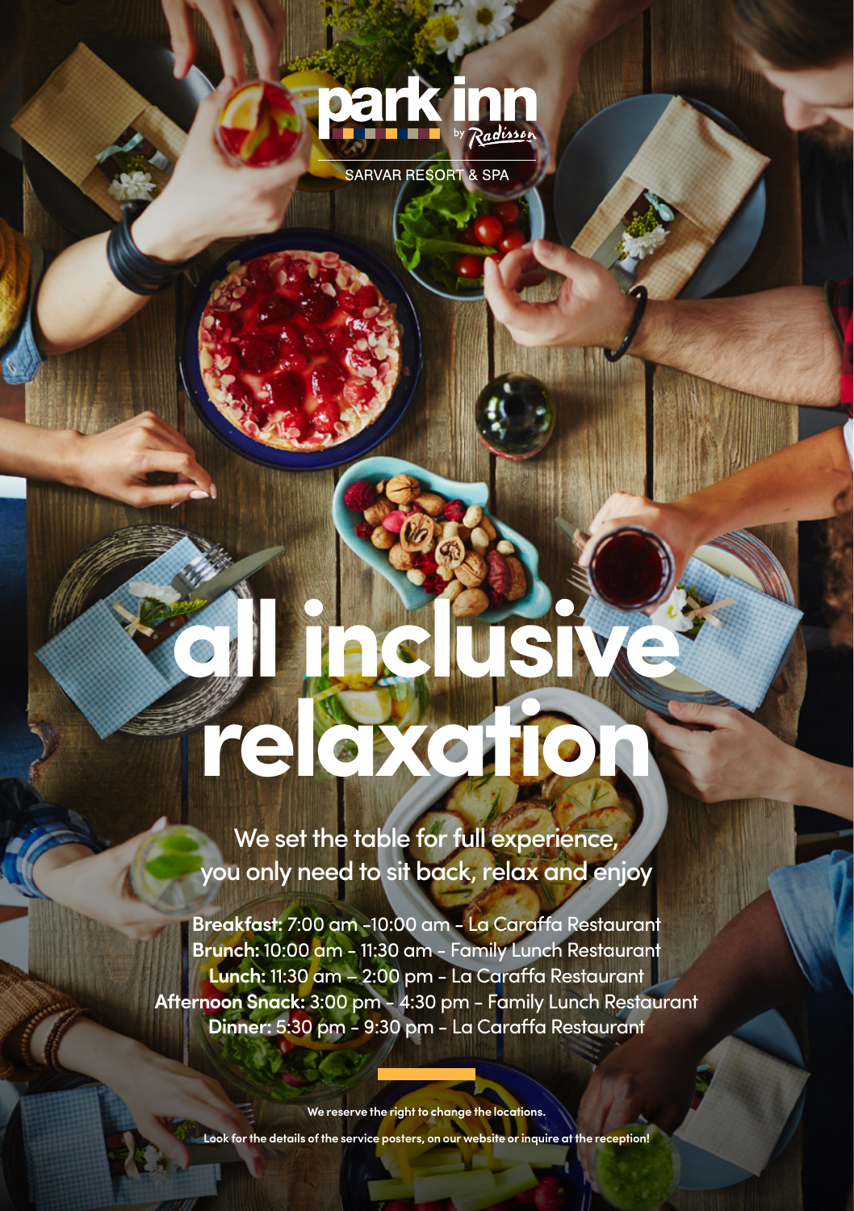park inn by Radisson

SARVAR RESORT & SPA

# all inclusive relaxation

## We set the table for full experience, you only need to sit back, relax and enjoy

**Breakfast:** 7:00 am -10:00 am - La Caraffa Restaurant
**Brunch:** 10:00 am - 11:30 am - Family Lunch Restaurant
**Lunch:** 11:30 am – 2:00 pm - La Caraffa Restaurant
**Afternoon Snack:** 3:00 pm - 4:30 pm - Family Lunch Restaurant
**Dinner:** 5:30 pm - 9:30 pm - La Caraffa Restaurant

**We reserve the right to change the locations.**

**Look for the details of the service posters, on our website or inquire at the reception!**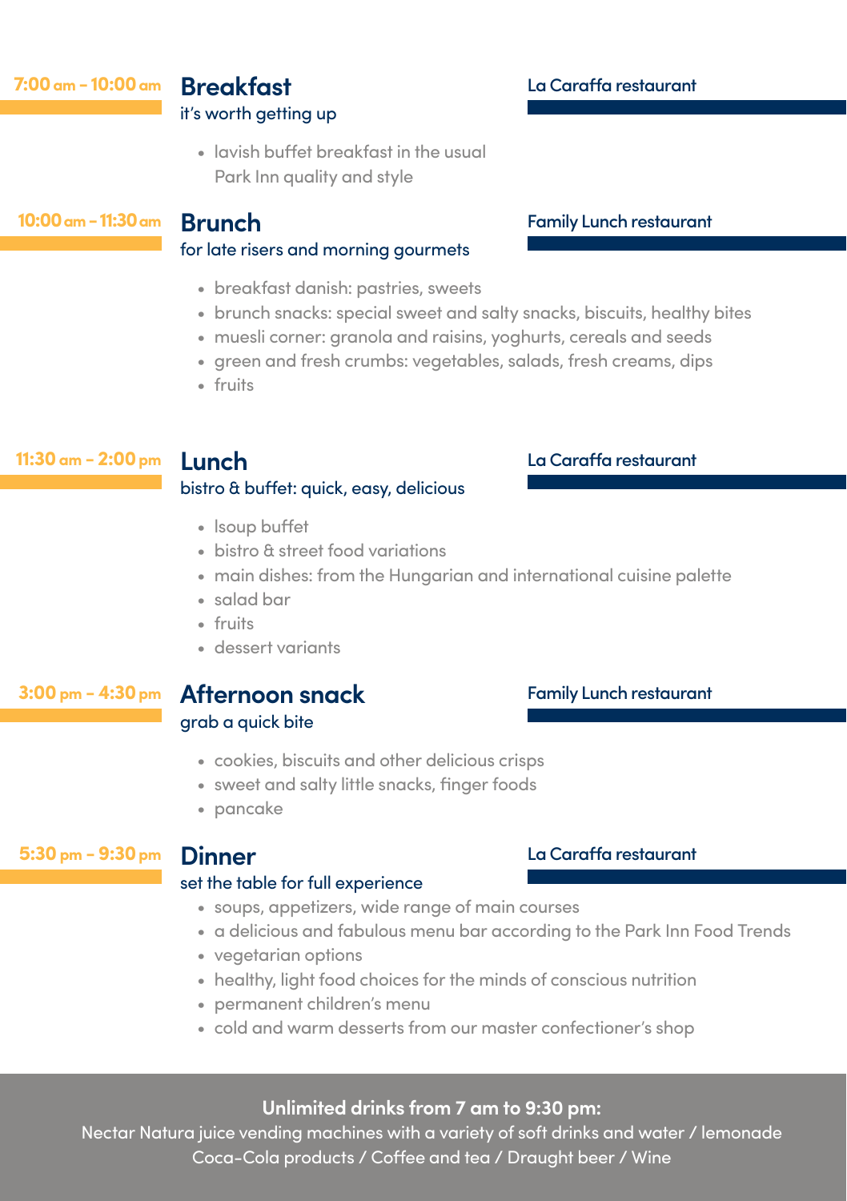7:00 am – 10:00 am

## Breakfast

La Caraffa restaurant

it's worth getting up

- lavish buffet breakfast in the usual Park Inn quality and style

10:00 am – 11:30 am

## Brunch

Family Lunch restaurant

for late risers and morning gourmets

- breakfast danish: pastries, sweets
- brunch snacks: special sweet and salty snacks, biscuits, healthy bites
- muesli corner: granola and raisins, yoghurts, cereals and seeds
- green and fresh crumbs: vegetables, salads, fresh creams, dips
- fruits

11:30 am – 2:00 pm

## Lunch

La Caraffa restaurant

bistro & buffet: quick, easy, delicious

- lsoup buffet
- bistro & street food variations
- main dishes: from the Hungarian and international cuisine palette
- salad bar
- fruits
- dessert variants

3:00 pm – 4:30 pm

## Afternoon snack

Family Lunch restaurant

grab a quick bite

- cookies, biscuits and other delicious crisps
- sweet and salty little snacks, finger foods
- pancake

5:30 pm – 9:30 pm

## Dinner

La Caraffa restaurant

set the table for full experience

- soups, appetizers, wide range of main courses
- a delicious and fabulous menu bar according to the Park Inn Food Trends
- vegetarian options
- healthy, light food choices for the minds of conscious nutrition
- permanent children's menu
- cold and warm desserts from our master confectioner's shop

**Unlimited drinks from 7 am to 9:30 pm:**

Nectar Natura juice vending machines with a variety of soft drinks and water / lemonade
Coca-Cola products / Coffee and tea / Draught beer / Wine